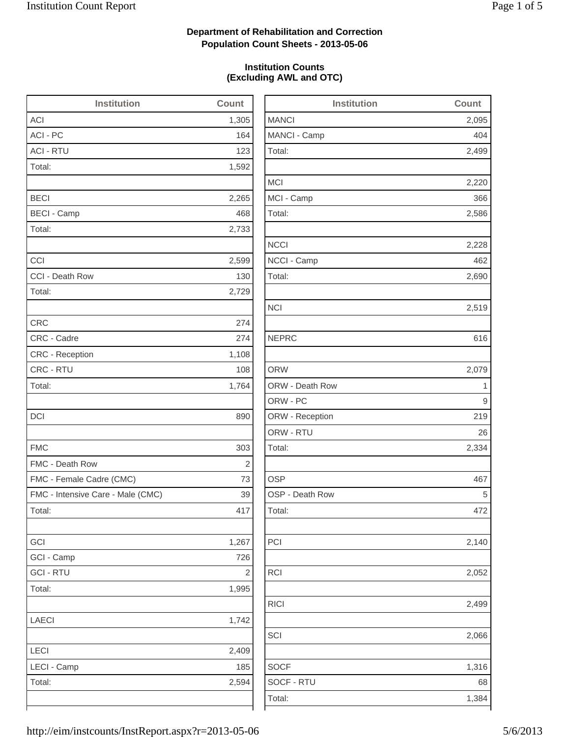**Department of Rehabilitation and Correction**
**Population Count Sheets - 2013-05-06**

**Institution Counts**
**(Excluding AWL and OTC)**

| Institution | Count |
|---|---|
| ACI | 1,305 |
| ACI - PC | 164 |
| ACI - RTU | 123 |
| Total: | 1,592 |
| | |
| BECI | 2,265 |
| BECI - Camp | 468 |
| Total: | 2,733 |
| | |
| CCI | 2,599 |
| CCI - Death Row | 130 |
| Total: | 2,729 |
| | |
| CRC | 274 |
| CRC - Cadre | 274 |
| CRC - Reception | 1,108 |
| CRC - RTU | 108 |
| Total: | 1,764 |
| | |
| DCI | 890 |
| | |
| FMC | 303 |
| FMC - Death Row | 2 |
| FMC - Female Cadre (CMC) | 73 |
| FMC - Intensive Care - Male (CMC) | 39 |
| Total: | 417 |
| | |
| GCI | 1,267 |
| GCI - Camp | 726 |
| GCI - RTU | 2 |
| Total: | 1,995 |
| | |
| LAECI | 1,742 |
| | |
| LECI | 2,409 |
| LECI - Camp | 185 |
| Total: | 2,594 |
| | |
| MANCI | 2,095 |
| MANCI - Camp | 404 |
| Total: | 2,499 |
| | |
| MCI | 2,220 |
| MCI - Camp | 366 |
| Total: | 2,586 |
| | |
| NCCI | 2,228 |
| NCCI - Camp | 462 |
| Total: | 2,690 |
| | |
| NCI | 2,519 |
| | |
| NEPRC | 616 |
| | |
| ORW | 2,079 |
| ORW - Death Row | 1 |
| ORW - PC | 9 |
| ORW - Reception | 219 |
| ORW - RTU | 26 |
| Total: | 2,334 |
| | |
| OSP | 467 |
| OSP - Death Row | 5 |
| Total: | 472 |
| | |
| PCI | 2,140 |
| | |
| RCI | 2,052 |
| | |
| RICI | 2,499 |
| | |
| SCI | 2,066 |
| | |
| SOCF | 1,316 |
| SOCF - RTU | 68 |
| Total: | 1,384 |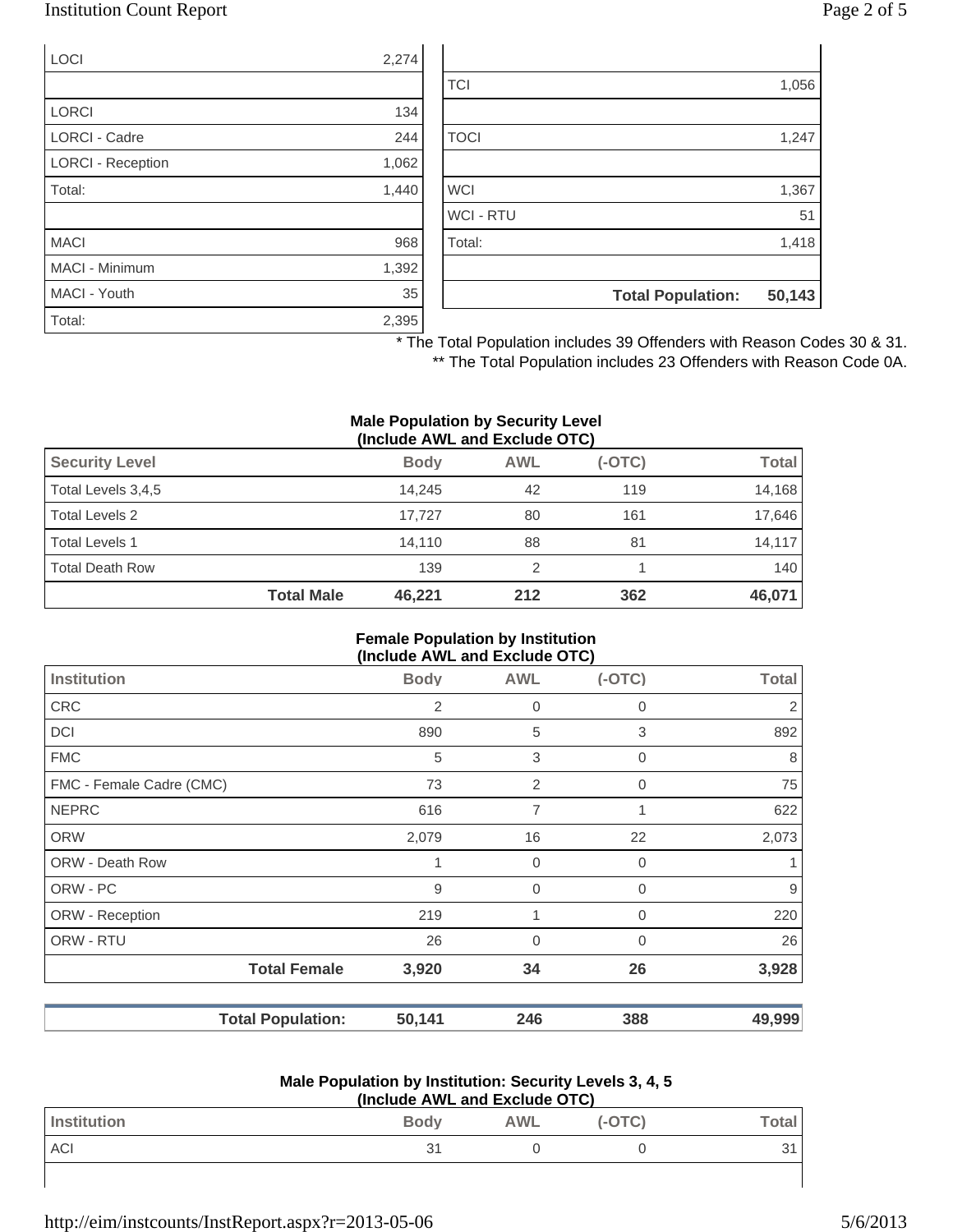| | |
|---|---|
| LOCI | 2,274 |
| | |
| LORCI | 134 |
| LORCI - Cadre | 244 |
| LORCI - Reception | 1,062 |
| Total: | 1,440 |
| | |
| MACI | 968 |
| MACI - Minimum | 1,392 |
| MACI - Youth | 35 |
| Total: | 2,395 |

| | |
|---|---|
| | |
| TCI | 1,056 |
| | |
| TOCI | 1,247 |
| | |
| WCI | 1,367 |
| WCI - RTU | 51 |
| Total: | 1,418 |
| | |
| **Total Population:** | **50,143** |

* The Total Population includes 39 Offenders with Reason Codes 30 & 31.
** The Total Population includes 23 Offenders with Reason Code 0A.

**Male Population by Security Level (Include AWL and Exclude OTC)**

| Security Level | Body | AWL | (-OTC) | Total |
|---|---|---|---|---|
| Total Levels 3,4,5 | 14,245 | 42 | 119 | 14,168 |
| Total Levels 2 | 17,727 | 80 | 161 | 17,646 |
| Total Levels 1 | 14,110 | 88 | 81 | 14,117 |
| Total Death Row | 139 | 2 | 1 | 140 |
| **Total Male** | **46,221** | **212** | **362** | **46,071** |

**Female Population by Institution (Include AWL and Exclude OTC)**

| Institution | Body | AWL | (-OTC) | Total |
|---|---|---|---|---|
| CRC | 2 | 0 | 0 | 2 |
| DCI | 890 | 5 | 3 | 892 |
| FMC | 5 | 3 | 0 | 8 |
| FMC - Female Cadre (CMC) | 73 | 2 | 0 | 75 |
| NEPRC | 616 | 7 | 1 | 622 |
| ORW | 2,079 | 16 | 22 | 2,073 |
| ORW - Death Row | 1 | 0 | 0 | 1 |
| ORW - PC | 9 | 0 | 0 | 9 |
| ORW - Reception | 219 | 1 | 0 | 220 |
| ORW - RTU | 26 | 0 | 0 | 26 |
| **Total Female** | **3,920** | **34** | **26** | **3,928** |
| | | | | |
| **Total Population:** | **50,141** | **246** | **388** | **49,999** |

**Male Population by Institution: Security Levels 3, 4, 5 (Include AWL and Exclude OTC)**

| Institution | Body | AWL | (-OTC) | Total |
|---|---|---|---|---|
| ACI | 31 | 0 | 0 | 31 |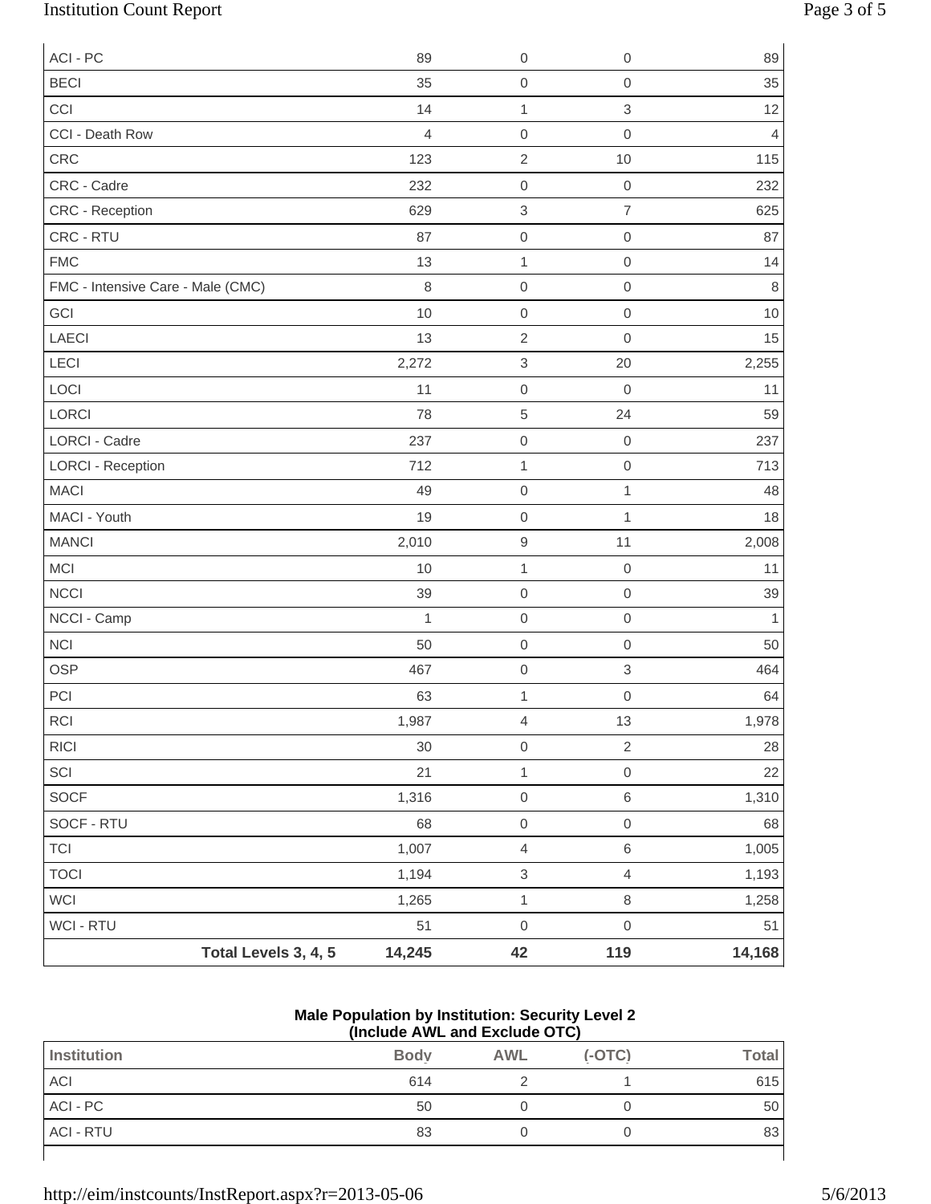| | | | |
|---|---|---|---|
| ACI - PC | 89 | 0 | 0 | 89 |
| BECI | 35 | 0 | 0 | 35 |
| CCI | 14 | 1 | 3 | 12 |
| CCI - Death Row | 4 | 0 | 0 | 4 |
| CRC | 123 | 2 | 10 | 115 |
| CRC - Cadre | 232 | 0 | 0 | 232 |
| CRC - Reception | 629 | 3 | 7 | 625 |
| CRC - RTU | 87 | 0 | 0 | 87 |
| FMC | 13 | 1 | 0 | 14 |
| FMC - Intensive Care - Male (CMC) | 8 | 0 | 0 | 8 |
| GCI | 10 | 0 | 0 | 10 |
| LAECI | 13 | 2 | 0 | 15 |
| LECI | 2,272 | 3 | 20 | 2,255 |
| LOCI | 11 | 0 | 0 | 11 |
| LORCI | 78 | 5 | 24 | 59 |
| LORCI - Cadre | 237 | 0 | 0 | 237 |
| LORCI - Reception | 712 | 1 | 0 | 713 |
| MACI | 49 | 0 | 1 | 48 |
| MACI - Youth | 19 | 0 | 1 | 18 |
| MANCI | 2,010 | 9 | 11 | 2,008 |
| MCI | 10 | 1 | 0 | 11 |
| NCCI | 39 | 0 | 0 | 39 |
| NCCI - Camp | 1 | 0 | 0 | 1 |
| NCI | 50 | 0 | 0 | 50 |
| OSP | 467 | 0 | 3 | 464 |
| PCI | 63 | 1 | 0 | 64 |
| RCI | 1,987 | 4 | 13 | 1,978 |
| RICI | 30 | 0 | 2 | 28 |
| SCI | 21 | 1 | 0 | 22 |
| SOCF | 1,316 | 0 | 6 | 1,310 |
| SOCF - RTU | 68 | 0 | 0 | 68 |
| TCI | 1,007 | 4 | 6 | 1,005 |
| TOCI | 1,194 | 3 | 4 | 1,193 |
| WCI | 1,265 | 1 | 8 | 1,258 |
| WCI - RTU | 51 | 0 | 0 | 51 |
| **Total Levels 3, 4, 5** | **14,245** | **42** | **119** | **14,168** |

**Male Population by Institution: Security Level 2**
**(Include AWL and Exclude OTC)**

| Institution | Body | AWL | (-OTC) | Total |
|---|---|---|---|---|
| ACI | 614 | 2 | 1 | 615 |
| ACI - PC | 50 | 0 | 0 | 50 |
| ACI - RTU | 83 | 0 | 0 | 83 |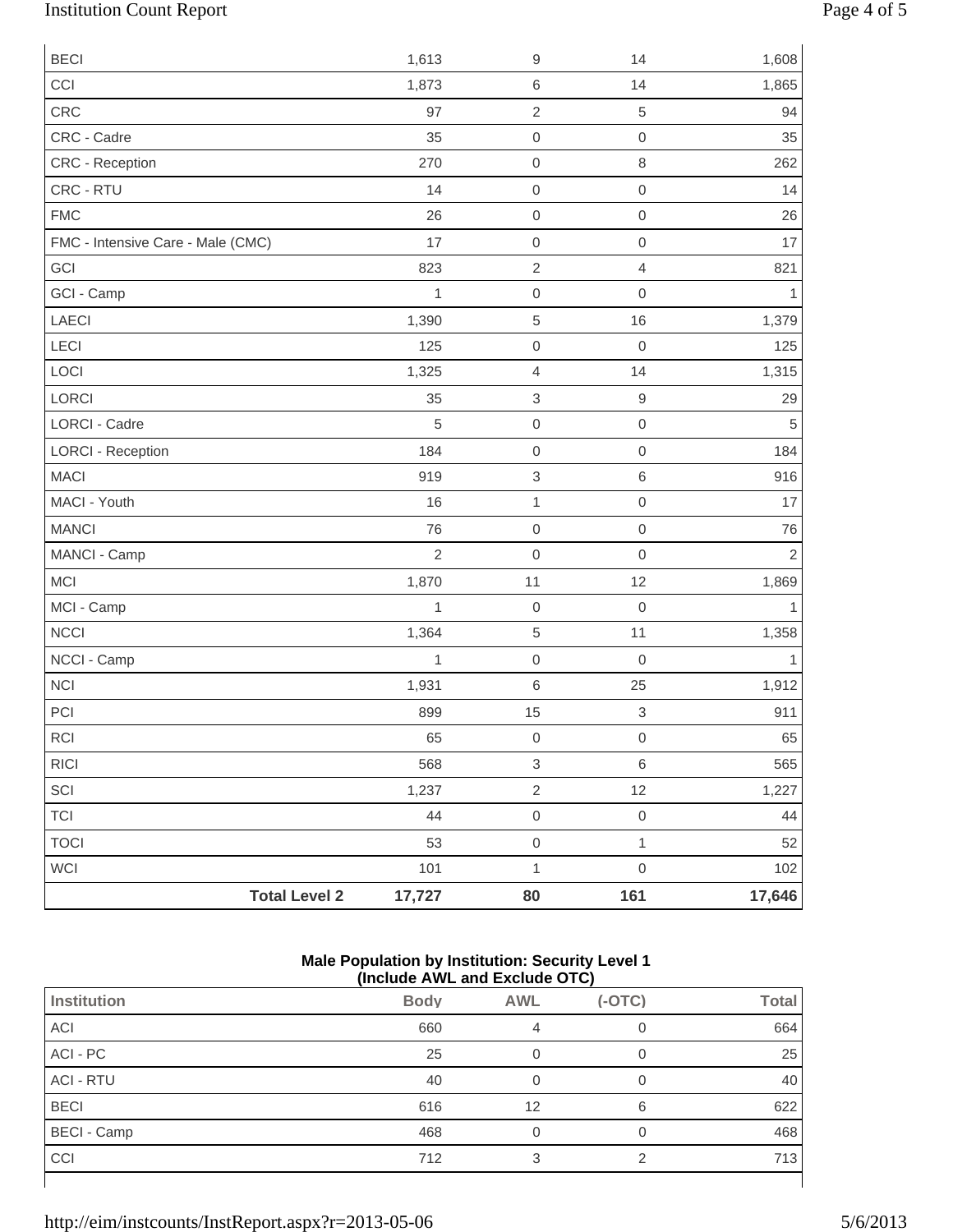| | | | | |
|---|---|---|---|---|
| BECI | 1,613 | 9 | 14 | 1,608 |
| CCI | 1,873 | 6 | 14 | 1,865 |
| CRC | 97 | 2 | 5 | 94 |
| CRC - Cadre | 35 | 0 | 0 | 35 |
| CRC - Reception | 270 | 0 | 8 | 262 |
| CRC - RTU | 14 | 0 | 0 | 14 |
| FMC | 26 | 0 | 0 | 26 |
| FMC - Intensive Care - Male (CMC) | 17 | 0 | 0 | 17 |
| GCI | 823 | 2 | 4 | 821 |
| GCI - Camp | 1 | 0 | 0 | 1 |
| LAECI | 1,390 | 5 | 16 | 1,379 |
| LECI | 125 | 0 | 0 | 125 |
| LOCI | 1,325 | 4 | 14 | 1,315 |
| LORCI | 35 | 3 | 9 | 29 |
| LORCI - Cadre | 5 | 0 | 0 | 5 |
| LORCI - Reception | 184 | 0 | 0 | 184 |
| MACI | 919 | 3 | 6 | 916 |
| MACI - Youth | 16 | 1 | 0 | 17 |
| MANCI | 76 | 0 | 0 | 76 |
| MANCI - Camp | 2 | 0 | 0 | 2 |
| MCI | 1,870 | 11 | 12 | 1,869 |
| MCI - Camp | 1 | 0 | 0 | 1 |
| NCCI | 1,364 | 5 | 11 | 1,358 |
| NCCI - Camp | 1 | 0 | 0 | 1 |
| NCI | 1,931 | 6 | 25 | 1,912 |
| PCI | 899 | 15 | 3 | 911 |
| RCI | 65 | 0 | 0 | 65 |
| RICI | 568 | 3 | 6 | 565 |
| SCI | 1,237 | 2 | 12 | 1,227 |
| TCI | 44 | 0 | 0 | 44 |
| TOCI | 53 | 0 | 1 | 52 |
| WCI | 101 | 1 | 0 | 102 |
| **Total Level 2** | **17,727** | **80** | **161** | **17,646** |

**Male Population by Institution: Security Level 1**
**(Include AWL and Exclude OTC)**

| Institution | Body | AWL | (-OTC) | Total |
|---|---|---|---|---|
| ACI | 660 | 4 | 0 | 664 |
| ACI - PC | 25 | 0 | 0 | 25 |
| ACI - RTU | 40 | 0 | 0 | 40 |
| BECI | 616 | 12 | 6 | 622 |
| BECI - Camp | 468 | 0 | 0 | 468 |
| CCI | 712 | 3 | 2 | 713 |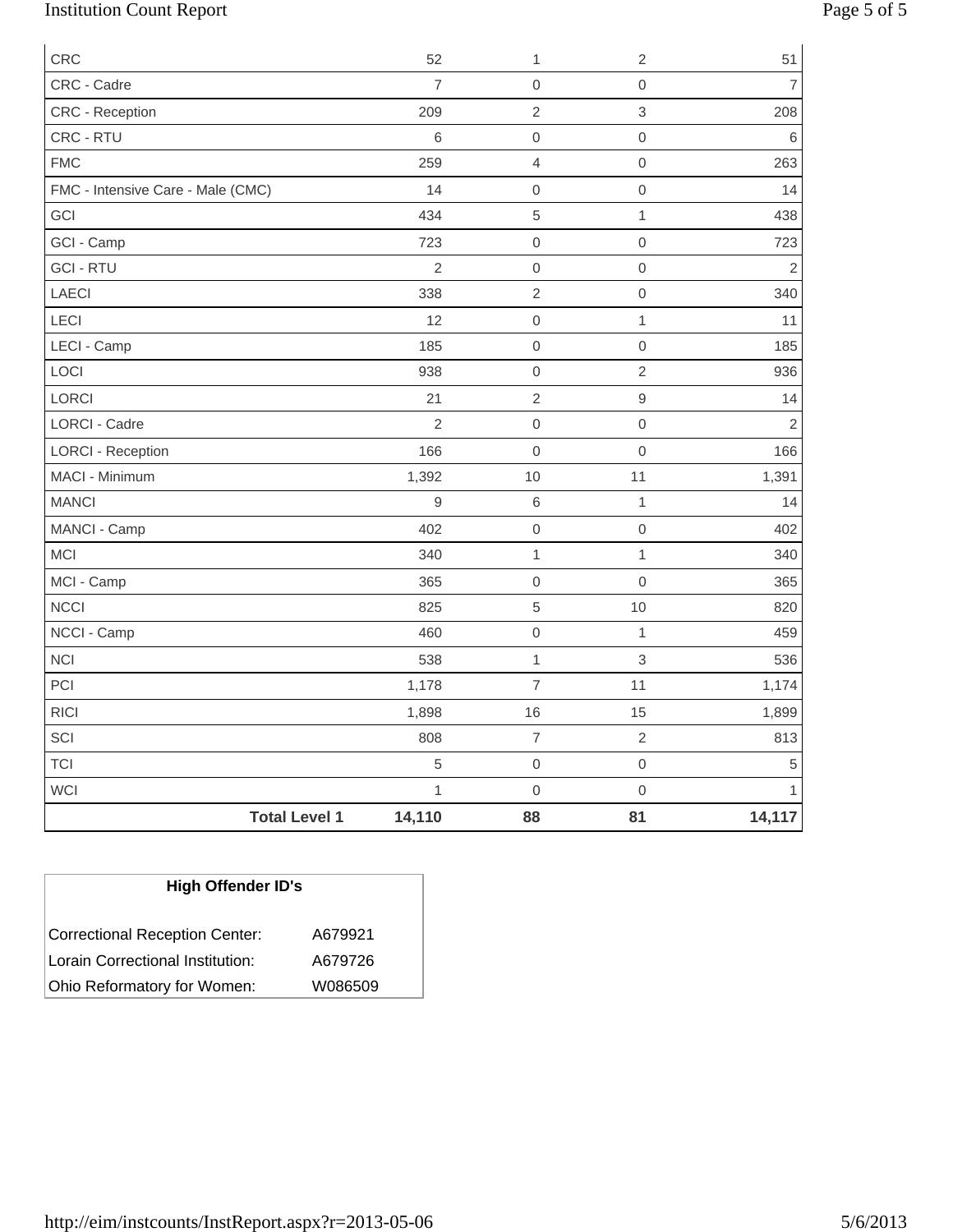| | | | | |
|---|---|---|---|---|
| CRC | 52 | 1 | 2 | 51 |
| CRC - Cadre | 7 | 0 | 0 | 7 |
| CRC - Reception | 209 | 2 | 3 | 208 |
| CRC - RTU | 6 | 0 | 0 | 6 |
| FMC | 259 | 4 | 0 | 263 |
| FMC - Intensive Care - Male (CMC) | 14 | 0 | 0 | 14 |
| GCI | 434 | 5 | 1 | 438 |
| GCI - Camp | 723 | 0 | 0 | 723 |
| GCI - RTU | 2 | 0 | 0 | 2 |
| LAECI | 338 | 2 | 0 | 340 |
| LECI | 12 | 0 | 1 | 11 |
| LECI - Camp | 185 | 0 | 0 | 185 |
| LOCI | 938 | 0 | 2 | 936 |
| LORCI | 21 | 2 | 9 | 14 |
| LORCI - Cadre | 2 | 0 | 0 | 2 |
| LORCI - Reception | 166 | 0 | 0 | 166 |
| MACI - Minimum | 1,392 | 10 | 11 | 1,391 |
| MANCI | 9 | 6 | 1 | 14 |
| MANCI - Camp | 402 | 0 | 0 | 402 |
| MCI | 340 | 1 | 1 | 340 |
| MCI - Camp | 365 | 0 | 0 | 365 |
| NCCI | 825 | 5 | 10 | 820 |
| NCCI - Camp | 460 | 0 | 1 | 459 |
| NCI | 538 | 1 | 3 | 536 |
| PCI | 1,178 | 7 | 11 | 1,174 |
| RICI | 1,898 | 16 | 15 | 1,899 |
| SCI | 808 | 7 | 2 | 813 |
| TCI | 5 | 0 | 0 | 5 |
| WCI | 1 | 0 | 0 | 1 |
| **Total Level 1** | **14,110** | **88** | **81** | **14,117** |

| High Offender ID's | |
|---|---|
| Correctional Reception Center: | A679921 |
| Lorain Correctional Institution: | A679726 |
| Ohio Reformatory for Women: | W086509 |